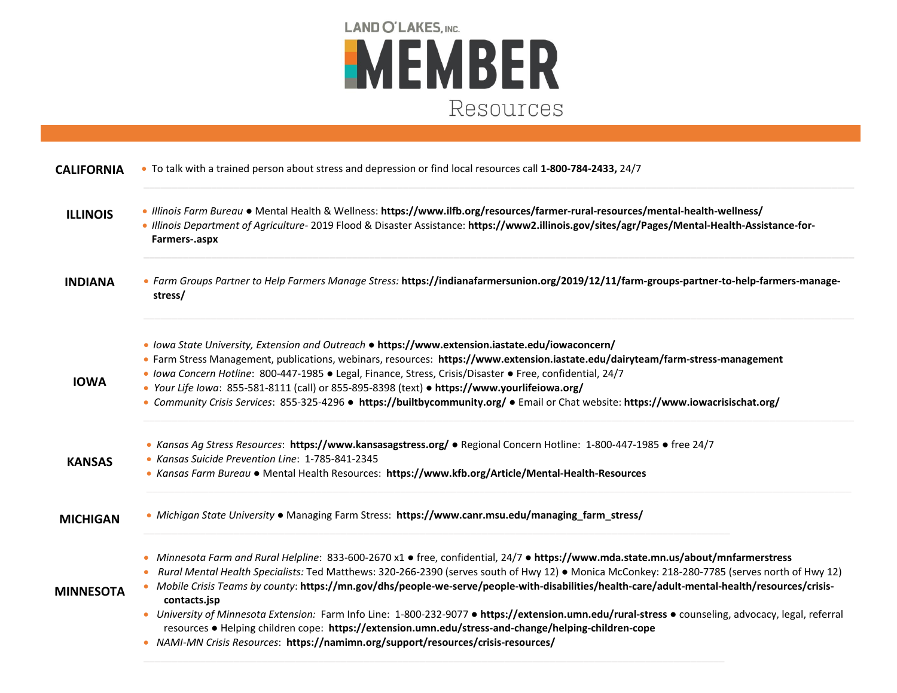# LAND O'LAKES, INC. MEMBER Resources

## CALIFORNIA

- To talk with a trained person about stress and depression or find local resources call **1-800-784-2433,** 24/7

## ILLINOIS

- *Illinois Farm Bureau* ● Mental Health & Wellness: **https://www.ilfb.org/resources/farmer-rural-resources/mental-health-wellness/**
- *Illinois Department of Agriculture*- 2019 Flood & Disaster Assistance: **https://www2.illinois.gov/sites/agr/Pages/Mental-Health-Assistance-for-Farmers-.aspx**

## INDIANA

- *Farm Groups Partner to Help Farmers Manage Stress:* **https://indianafarmersunion.org/2019/12/11/farm-groups-partner-to-help-farmers-manage-stress/**

## IOWA

- *Iowa State University, Extension and Outreach* ● **https://www.extension.iastate.edu/iowaconcern/**
- Farm Stress Management, publications, webinars, resources: **https://www.extension.iastate.edu/dairyteam/farm-stress-management**
- *Iowa Concern Hotline*: 800-447-1985 ● Legal, Finance, Stress, Crisis/Disaster ● Free, confidential, 24/7
- *Your Life Iowa*: 855-581-8111 (call) or 855-895-8398 (text) ● **https://www.yourlifeiowa.org/**
- *Community Crisis Services*: 855-325-4296 ● **https://builtbycommunity.org/** ● Email or Chat website: **https://www.iowacrisischat.org/**

## KANSAS

- *Kansas Ag Stress Resources*: **https://www.kansasagstress.org/** ● Regional Concern Hotline: 1-800-447-1985 ● free 24/7
- *Kansas Suicide Prevention Line*: 1-785-841-2345
- *Kansas Farm Bureau* ● Mental Health Resources: **https://www.kfb.org/Article/Mental-Health-Resources**

## MICHIGAN

- *Michigan State University* ● Managing Farm Stress: **https://www.canr.msu.edu/managing_farm_stress/**

## MINNESOTA

- *Minnesota Farm and Rural Helpline*: 833-600-2670 x1 ● free, confidential, 24/7 ● **https://www.mda.state.mn.us/about/mnfarmerstress**
- *Rural Mental Health Specialists:* Ted Matthews: 320-266-2390 (serves south of Hwy 12) ● Monica McConkey: 218-280-7785 (serves north of Hwy 12)
- *Mobile Crisis Teams by county*: **https://mn.gov/dhs/people-we-serve/people-with-disabilities/health-care/adult-mental-health/resources/crisis-contacts.jsp**
- *University of Minnesota Extension:* Farm Info Line: 1-800-232-9077 ● **https://extension.umn.edu/rural-stress** ● counseling, advocacy, legal, referral resources ● Helping children cope: **https://extension.umn.edu/stress-and-change/helping-children-cope**
- *NAMI-MN Crisis Resources*: **https://namimn.org/support/resources/crisis-resources/**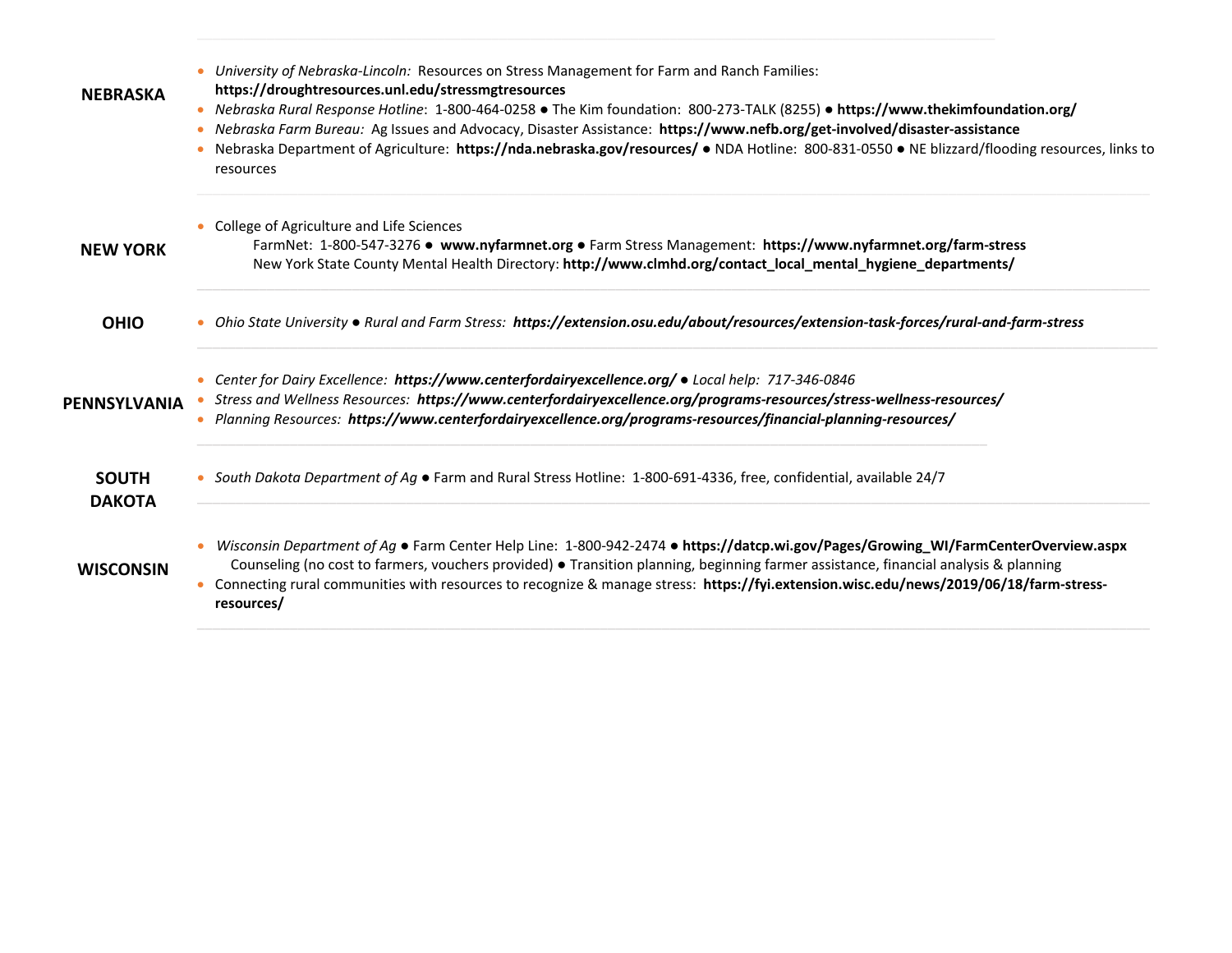## NEBRASKA

- *University of Nebraska-Lincoln:* Resources on Stress Management for Farm and Ranch Families: **https://droughtresources.unl.edu/stressmgtresources**
- *Nebraska Rural Response Hotline*: 1-800-464-0258 ● The Kim foundation: 800-273-TALK (8255) ● **https://www.thekimfoundation.org/**
- *Nebraska Farm Bureau:* Ag Issues and Advocacy, Disaster Assistance: **https://www.nefb.org/get-involved/disaster-assistance**
- Nebraska Department of Agriculture: **https://nda.nebraska.gov/resources/** ● NDA Hotline: 800-831-0550 ● NE blizzard/flooding resources, links to resources

## NEW YORK

- College of Agriculture and Life Sciences
  - FarmNet: 1-800-547-3276 ● **www.nyfarmnet.org** ● Farm Stress Management: **https://www.nyfarmnet.org/farm-stress**
  - New York State County Mental Health Directory: **http://www.clmhd.org/contact_local_mental_hygiene_departments/**

## OHIO

- *Ohio State University* ● *Rural and Farm Stress:* ***https://extension.osu.edu/about/resources/extension-task-forces/rural-and-farm-stress***

## PENNSYLVANIA

- *Center for Dairy Excellence:* ***https://www.centerfordairyexcellence.org/*** ● *Local help: 717-346-0846*
- *Stress and Wellness Resources:* ***https://www.centerfordairyexcellence.org/programs-resources/stress-wellness-resources/***
- *Planning Resources:* ***https://www.centerfordairyexcellence.org/programs-resources/financial-planning-resources/***

## SOUTH DAKOTA

- *South Dakota Department of Ag* ● Farm and Rural Stress Hotline: 1-800-691-4336, free, confidential, available 24/7

## WISCONSIN

- *Wisconsin Department of Ag* ● Farm Center Help Line: 1-800-942-2474 ● **https://datcp.wi.gov/Pages/Growing_WI/FarmCenterOverview.aspx**
  Counseling (no cost to farmers, vouchers provided) ● Transition planning, beginning farmer assistance, financial analysis & planning
- Connecting rural communities with resources to recognize & manage stress: **https://fyi.extension.wisc.edu/news/2019/06/18/farm-stress-resources/**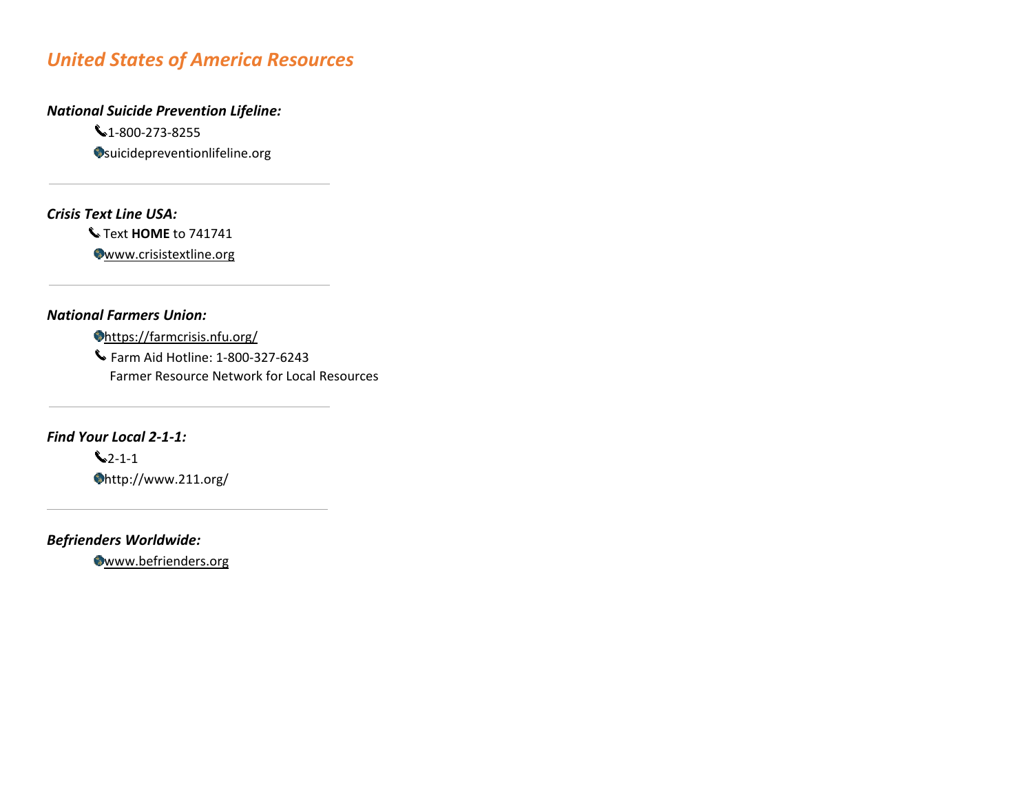## *United States of America Resources*

***National Suicide Prevention Lifeline:***

1-800-273-8255

suicidepreventionlifeline.org

---

***Crisis Text Line USA:***

Text **HOME** to 741741

www.crisistextline.org

---

***National Farmers Union:***

https://farmcrisis.nfu.org/

Farm Aid Hotline: 1-800-327-6243
Farmer Resource Network for Local Resources

---

***Find Your Local 2-1-1:***

2-1-1

http://www.211.org/

---

***Befrienders Worldwide:***

www.befrienders.org